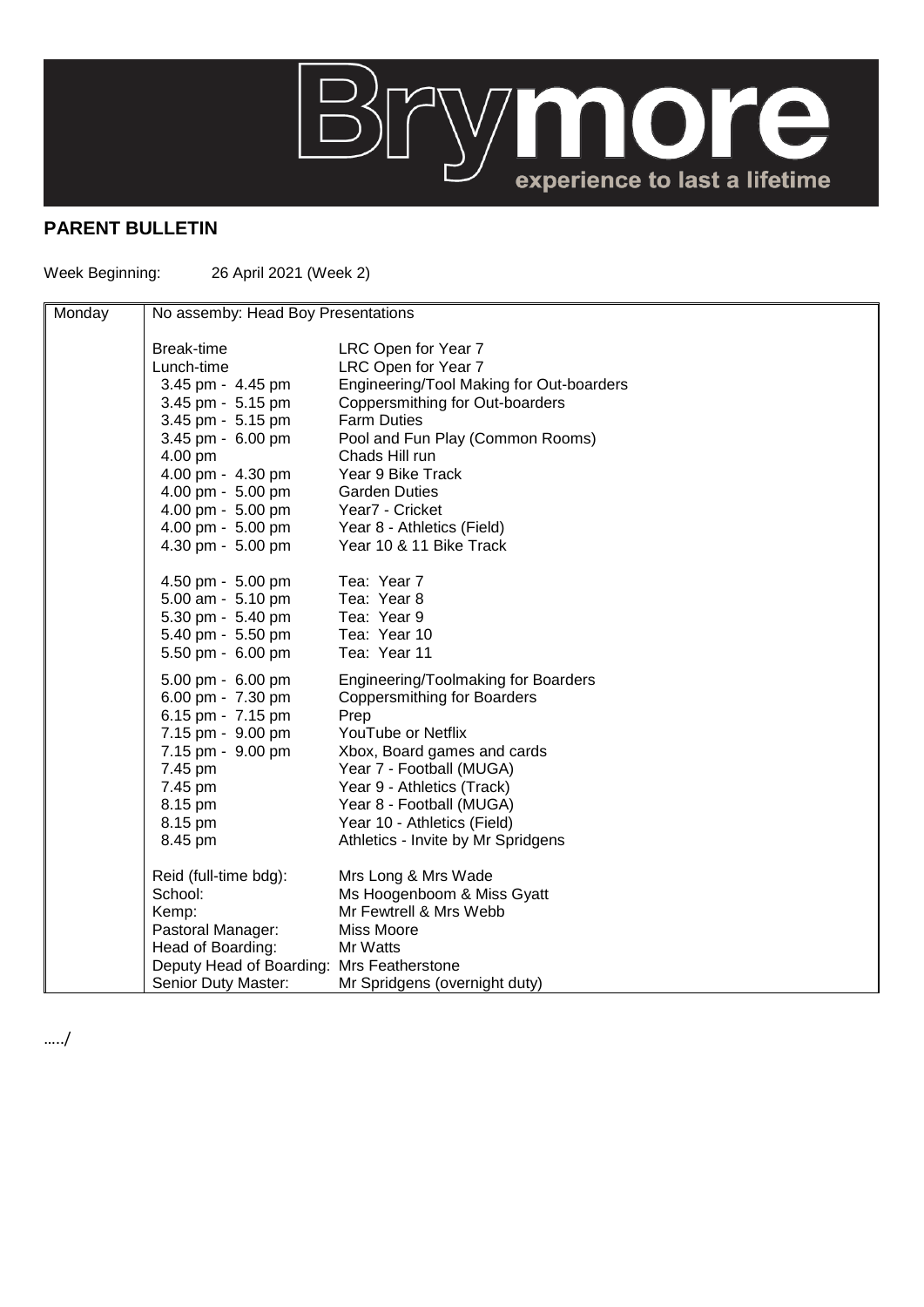# PARENT BULLETIN

Week Beginning: 26 April 2021 (Week 2)

| Monday | No assemby: Head Boy Presentations | |
|---|---|---|
| | Break-time | LRC Open for Year 7 |
| | Lunch-time | LRC Open for Year 7 |
| | 3.45 pm - 4.45 pm | Engineering/Tool Making for Out-boarders |
| | 3.45 pm - 5.15 pm | Coppersmithing for Out-boarders |
| | 3.45 pm - 5.15 pm | Farm Duties |
| | 3.45 pm - 6.00 pm | Pool and Fun Play (Common Rooms) |
| | 4.00 pm | Chads Hill run |
| | 4.00 pm - 4.30 pm | Year 9 Bike Track |
| | 4.00 pm - 5.00 pm | Garden Duties |
| | 4.00 pm - 5.00 pm | Year7 - Cricket |
| | 4.00 pm - 5.00 pm | Year 8 - Athletics (Field) |
| | 4.30 pm - 5.00 pm | Year 10 & 11 Bike Track |
| | 4.50 pm - 5.00 pm | Tea: Year 7 |
| | 5.00 am - 5.10 pm | Tea: Year 8 |
| | 5.30 pm - 5.40 pm | Tea: Year 9 |
| | 5.40 pm - 5.50 pm | Tea: Year 10 |
| | 5.50 pm - 6.00 pm | Tea: Year 11 |
| | 5.00 pm - 6.00 pm | Engineering/Toolmaking for Boarders |
| | 6.00 pm - 7.30 pm | Coppersmithing for Boarders |
| | 6.15 pm - 7.15 pm | Prep |
| | 7.15 pm - 9.00 pm | YouTube or Netflix |
| | 7.15 pm - 9.00 pm | Xbox, Board games and cards |
| | 7.45 pm | Year 7 - Football (MUGA) |
| | 7.45 pm | Year 9 - Athletics (Track) |
| | 8.15 pm | Year 8 - Football (MUGA) |
| | 8.15 pm | Year 10 - Athletics (Field) |
| | 8.45 pm | Athletics - Invite by Mr Spridgens |
| | Reid (full-time bdg): | Mrs Long & Mrs Wade |
| | School: | Ms Hoogenboom & Miss Gyatt |
| | Kemp: | Mr Fewtrell & Mrs Webb |
| | Pastoral Manager: | Miss Moore |
| | Head of Boarding: | Mr Watts |
| | Deputy Head of Boarding: | Mrs Featherstone |
| | Senior Duty Master: | Mr Spridgens (overnight duty) |

…../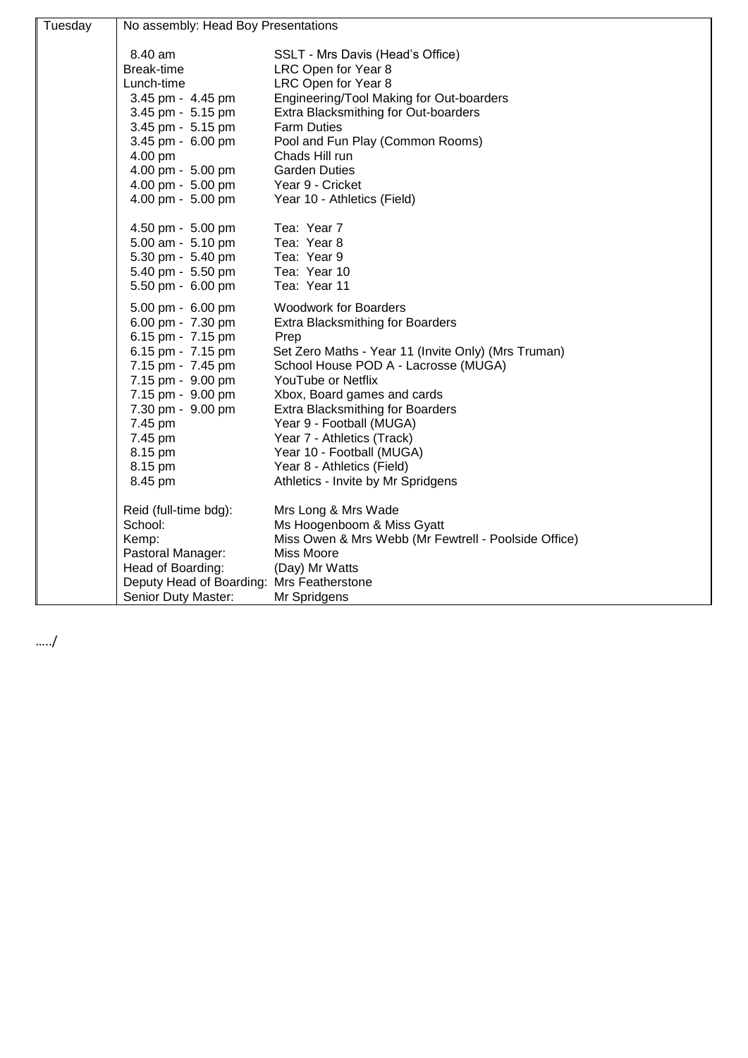| Tuesday | No assembly: Head Boy Presentations |
|---|---|
| | |
| | 8.40 am — SSLT - Mrs Davis (Head's Office) |
| | Break-time — LRC Open for Year 8 |
| | Lunch-time — LRC Open for Year 8 |
| | 3.45 pm - 4.45 pm — Engineering/Tool Making for Out-boarders |
| | 3.45 pm - 5.15 pm — Extra Blacksmithing for Out-boarders |
| | 3.45 pm - 5.15 pm — Farm Duties |
| | 3.45 pm - 6.00 pm — Pool and Fun Play (Common Rooms) |
| | 4.00 pm — Chads Hill run |
| | 4.00 pm - 5.00 pm — Garden Duties |
| | 4.00 pm - 5.00 pm — Year 9 - Cricket |
| | 4.00 pm - 5.00 pm — Year 10 - Athletics (Field) |
| | |
| | 4.50 pm - 5.00 pm — Tea: Year 7 |
| | 5.00 am - 5.10 pm — Tea: Year 8 |
| | 5.30 pm - 5.40 pm — Tea: Year 9 |
| | 5.40 pm - 5.50 pm — Tea: Year 10 |
| | 5.50 pm - 6.00 pm — Tea: Year 11 |
| | |
| | 5.00 pm - 6.00 pm — Woodwork for Boarders |
| | 6.00 pm - 7.30 pm — Extra Blacksmithing for Boarders |
| | 6.15 pm - 7.15 pm — Prep |
| | 6.15 pm - 7.15 pm — Set Zero Maths - Year 11 (Invite Only) (Mrs Truman) |
| | 7.15 pm - 7.45 pm — School House POD A - Lacrosse (MUGA) |
| | 7.15 pm - 9.00 pm — YouTube or Netflix |
| | 7.15 pm - 9.00 pm — Xbox, Board games and cards |
| | 7.30 pm - 9.00 pm — Extra Blacksmithing for Boarders |
| | 7.45 pm — Year 9 - Football (MUGA) |
| | 7.45 pm — Year 7 - Athletics (Track) |
| | 8.15 pm — Year 10 - Football (MUGA) |
| | 8.15 pm — Year 8 - Athletics (Field) |
| | 8.45 pm — Athletics - Invite by Mr Spridgens |
| | |
| | Reid (full-time bdg): — Mrs Long & Mrs Wade |
| | School: — Ms Hoogenboom & Miss Gyatt |
| | Kemp: — Miss Owen & Mrs Webb (Mr Fewtrell - Poolside Office) |
| | Pastoral Manager: — Miss Moore |
| | Head of Boarding: — (Day) Mr Watts |
| | Deputy Head of Boarding: — Mrs Featherstone |
| | Senior Duty Master: — Mr Spridgens |

…../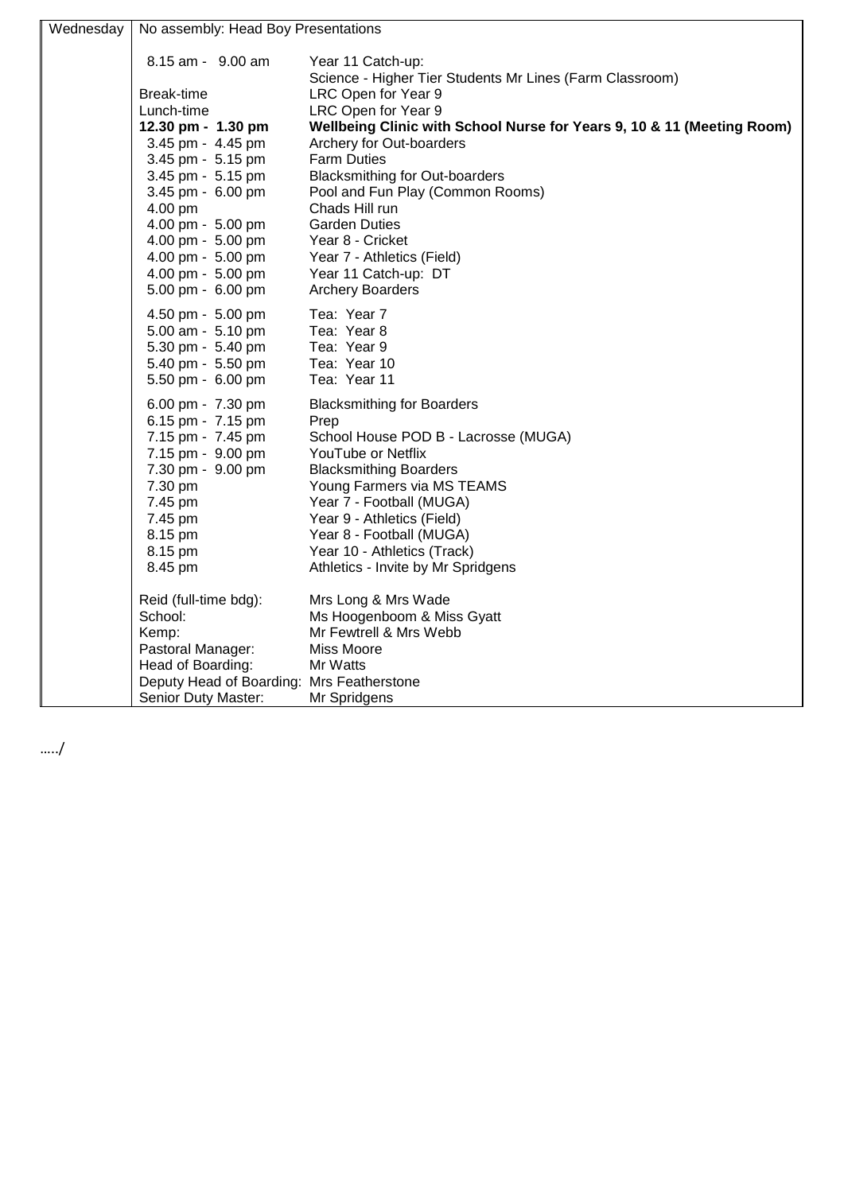| Wednesday | No assembly: Head Boy Presentations | |
|---|---|---|
| | 8.15 am - 9.00 am | Year 11 Catch-up: Science - Higher Tier Students Mr Lines (Farm Classroom) |
| | Break-time | LRC Open for Year 9 |
| | Lunch-time | LRC Open for Year 9 |
| | **12.30 pm - 1.30 pm** | **Wellbeing Clinic with School Nurse for Years 9, 10 & 11 (Meeting Room)** |
| | 3.45 pm - 4.45 pm | Archery for Out-boarders |
| | 3.45 pm - 5.15 pm | Farm Duties |
| | 3.45 pm - 5.15 pm | Blacksmithing for Out-boarders |
| | 3.45 pm - 6.00 pm | Pool and Fun Play (Common Rooms) |
| | 4.00 pm | Chads Hill run |
| | 4.00 pm - 5.00 pm | Garden Duties |
| | 4.00 pm - 5.00 pm | Year 8 - Cricket |
| | 4.00 pm - 5.00 pm | Year 7 - Athletics (Field) |
| | 4.00 pm - 5.00 pm | Year 11 Catch-up: DT |
| | 5.00 pm - 6.00 pm | Archery Boarders |
| | 4.50 pm - 5.00 pm | Tea: Year 7 |
| | 5.00 am - 5.10 pm | Tea: Year 8 |
| | 5.30 pm - 5.40 pm | Tea: Year 9 |
| | 5.40 pm - 5.50 pm | Tea: Year 10 |
| | 5.50 pm - 6.00 pm | Tea: Year 11 |
| | 6.00 pm - 7.30 pm | Blacksmithing for Boarders |
| | 6.15 pm - 7.15 pm | Prep |
| | 7.15 pm - 7.45 pm | School House POD B - Lacrosse (MUGA) |
| | 7.15 pm - 9.00 pm | YouTube or Netflix |
| | 7.30 pm - 9.00 pm | Blacksmithing Boarders |
| | 7.30 pm | Young Farmers via MS TEAMS |
| | 7.45 pm | Year 7 - Football (MUGA) |
| | 7.45 pm | Year 9 - Athletics (Field) |
| | 8.15 pm | Year 8 - Football (MUGA) |
| | 8.15 pm | Year 10 - Athletics (Track) |
| | 8.45 pm | Athletics - Invite by Mr Spridgens |
| | Reid (full-time bdg): | Mrs Long & Mrs Wade |
| | School: | Ms Hoogenboom & Miss Gyatt |
| | Kemp: | Mr Fewtrell & Mrs Webb |
| | Pastoral Manager: | Miss Moore |
| | Head of Boarding: | Mr Watts |
| | Deputy Head of Boarding: | Mrs Featherstone |
| | Senior Duty Master: | Mr Spridgens |

…../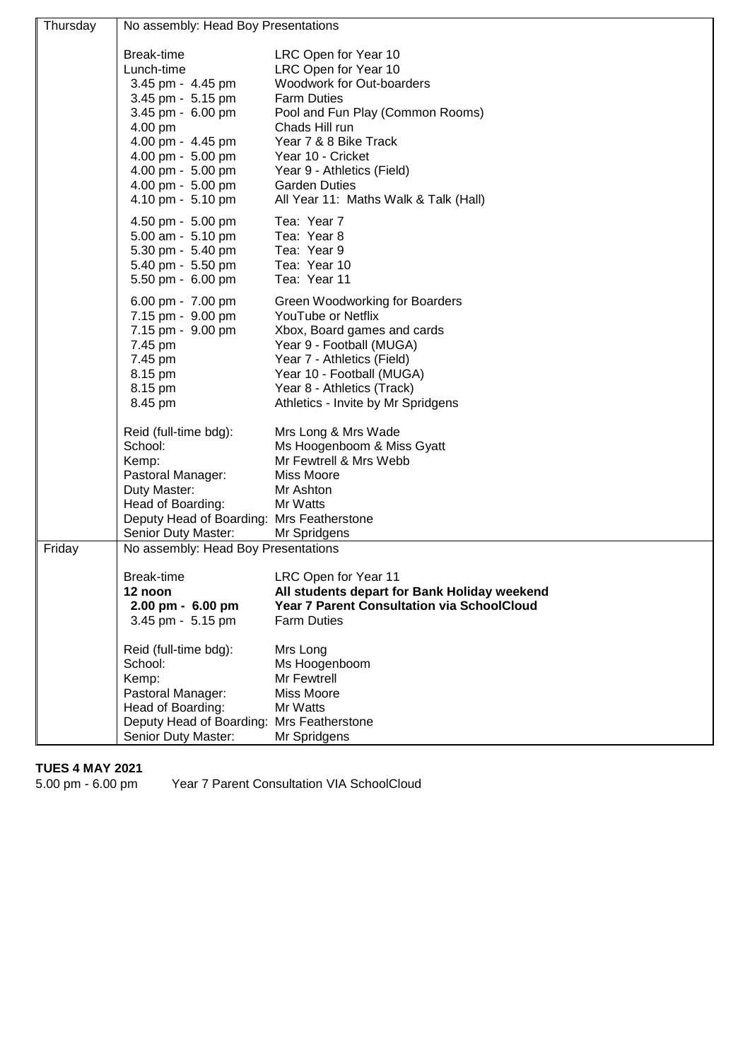| | | |
|---|---|---|
| Thursday | No assembly: Head Boy Presentations | |
| | Break-time | LRC Open for Year 10 |
| | Lunch-time | LRC Open for Year 10 |
| | 3.45 pm - 4.45 pm | Woodwork for Out-boarders |
| | 3.45 pm - 5.15 pm | Farm Duties |
| | 3.45 pm - 6.00 pm | Pool and Fun Play (Common Rooms) |
| | 4.00 pm | Chads Hill run |
| | 4.00 pm - 4.45 pm | Year 7 & 8 Bike Track |
| | 4.00 pm - 5.00 pm | Year 10 - Cricket |
| | 4.00 pm - 5.00 pm | Year 9 - Athletics (Field) |
| | 4.00 pm - 5.00 pm | Garden Duties |
| | 4.10 pm - 5.10 pm | All Year 11: Maths Walk & Talk (Hall) |
| | 4.50 pm - 5.00 pm | Tea: Year 7 |
| | 5.00 am - 5.10 pm | Tea: Year 8 |
| | 5.30 pm - 5.40 pm | Tea: Year 9 |
| | 5.40 pm - 5.50 pm | Tea: Year 10 |
| | 5.50 pm - 6.00 pm | Tea: Year 11 |
| | 6.00 pm - 7.00 pm | Green Woodworking for Boarders |
| | 7.15 pm - 9.00 pm | YouTube or Netflix |
| | 7.15 pm - 9.00 pm | Xbox, Board games and cards |
| | 7.45 pm | Year 9 - Football (MUGA) |
| | 7.45 pm | Year 7 - Athletics (Field) |
| | 8.15 pm | Year 10 - Football (MUGA) |
| | 8.15 pm | Year 8 - Athletics (Track) |
| | 8.45 pm | Athletics - Invite by Mr Spridgens |
| | Reid (full-time bdg): | Mrs Long & Mrs Wade |
| | School: | Ms Hoogenboom & Miss Gyatt |
| | Kemp: | Mr Fewtrell & Mrs Webb |
| | Pastoral Manager: | Miss Moore |
| | Duty Master: | Mr Ashton |
| | Head of Boarding: | Mr Watts |
| | Deputy Head of Boarding: | Mrs Featherstone |
| | Senior Duty Master: | Mr Spridgens |
| Friday | No assembly: Head Boy Presentations | |
| | Break-time | LRC Open for Year 11 |
| | **12 noon** | **All students depart for Bank Holiday weekend** |
| | **2.00 pm - 6.00 pm** | **Year 7 Parent Consultation via SchoolCloud** |
| | 3.45 pm - 5.15 pm | Farm Duties |
| | Reid (full-time bdg): | Mrs Long |
| | School: | Ms Hoogenboom |
| | Kemp: | Mr Fewtrell |
| | Pastoral Manager: | Miss Moore |
| | Head of Boarding: | Mr Watts |
| | Deputy Head of Boarding: | Mrs Featherstone |
| | Senior Duty Master: | Mr Spridgens |

**TUES 4 MAY 2021**

5.00 pm - 6.00 pm Year 7 Parent Consultation VIA SchoolCloud